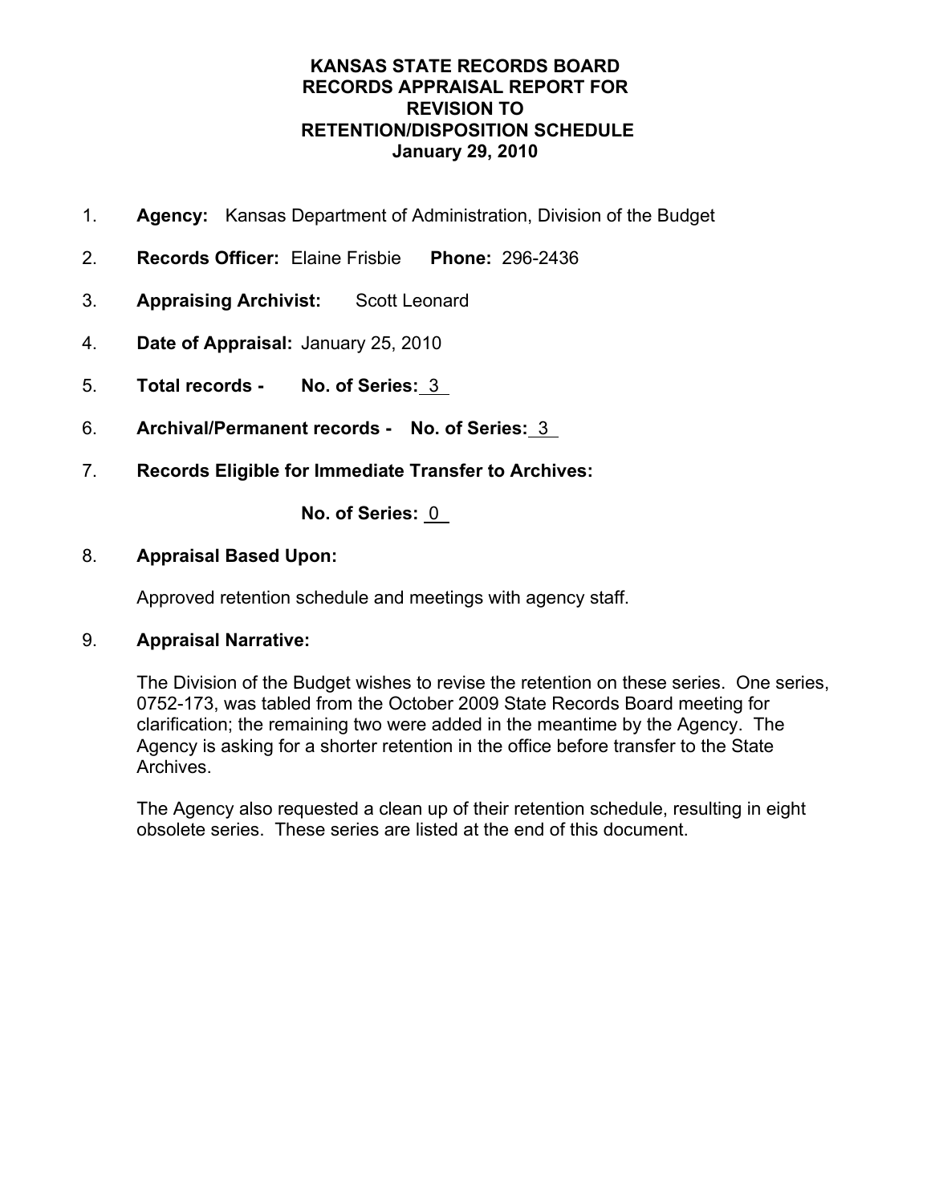# KANSAS STATE RECORDS BOARD
# RECORDS APPRAISAL REPORT FOR
# REVISION TO
# RETENTION/DISPOSITION SCHEDULE
# January 29, 2010

1. **Agency:** Kansas Department of Administration, Division of the Budget

2. **Records Officer:** Elaine Frisbie **Phone:** 296-2436

3. **Appraising Archivist:** Scott Leonard

4. **Date of Appraisal:** January 25, 2010

5. **Total records - No. of Series:** 3

6. **Archival/Permanent records - No. of Series:** 3

7. **Records Eligible for Immediate Transfer to Archives:**

   **No. of Series:** 0

8. **Appraisal Based Upon:**

   Approved retention schedule and meetings with agency staff.

9. **Appraisal Narrative:**

   The Division of the Budget wishes to revise the retention on these series. One series, 0752-173, was tabled from the October 2009 State Records Board meeting for clarification; the remaining two were added in the meantime by the Agency. The Agency is asking for a shorter retention in the office before transfer to the State Archives.

   The Agency also requested a clean up of their retention schedule, resulting in eight obsolete series. These series are listed at the end of this document.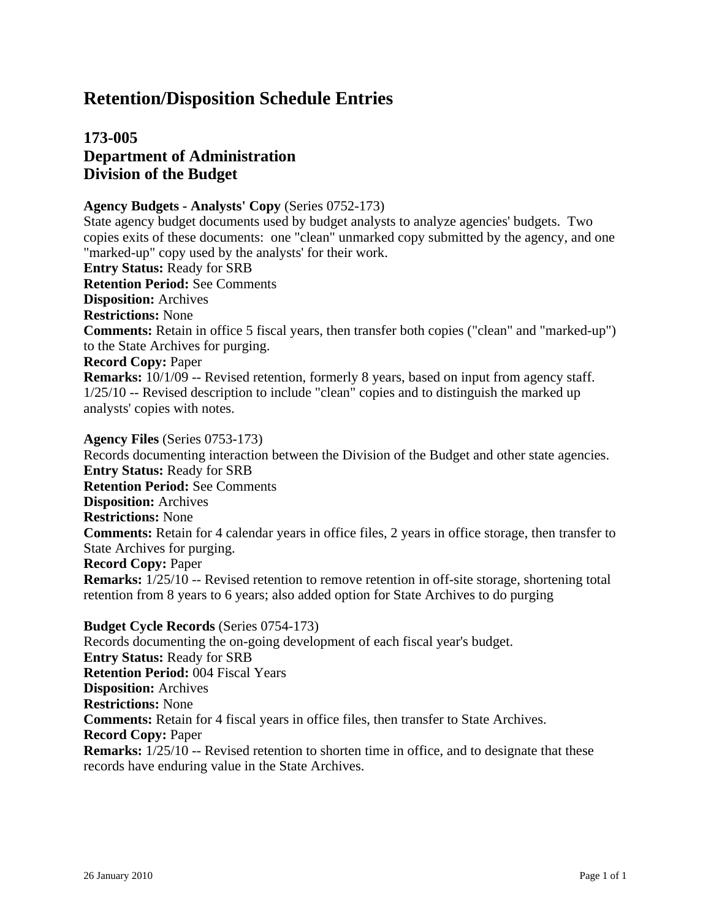# Retention/Disposition Schedule Entries

## 173-005
## Department of Administration
## Division of the Budget

**Agency Budgets - Analysts' Copy** (Series 0752-173)
State agency budget documents used by budget analysts to analyze agencies' budgets. Two copies exits of these documents: one "clean" unmarked copy submitted by the agency, and one "marked-up" copy used by the analysts' for their work.
**Entry Status:** Ready for SRB
**Retention Period:** See Comments
**Disposition:** Archives
**Restrictions:** None
**Comments:** Retain in office 5 fiscal years, then transfer both copies ("clean" and "marked-up") to the State Archives for purging.
**Record Copy:** Paper
**Remarks:** 10/1/09 -- Revised retention, formerly 8 years, based on input from agency staff. 1/25/10 -- Revised description to include "clean" copies and to distinguish the marked up analysts' copies with notes.

**Agency Files** (Series 0753-173)
Records documenting interaction between the Division of the Budget and other state agencies.
**Entry Status:** Ready for SRB
**Retention Period:** See Comments
**Disposition:** Archives
**Restrictions:** None
**Comments:** Retain for 4 calendar years in office files, 2 years in office storage, then transfer to State Archives for purging.
**Record Copy:** Paper
**Remarks:** 1/25/10 -- Revised retention to remove retention in off-site storage, shortening total retention from 8 years to 6 years; also added option for State Archives to do purging

**Budget Cycle Records** (Series 0754-173)
Records documenting the on-going development of each fiscal year's budget.
**Entry Status:** Ready for SRB
**Retention Period:** 004 Fiscal Years
**Disposition:** Archives
**Restrictions:** None
**Comments:** Retain for 4 fiscal years in office files, then transfer to State Archives.
**Record Copy:** Paper
**Remarks:** 1/25/10 -- Revised retention to shorten time in office, and to designate that these records have enduring value in the State Archives.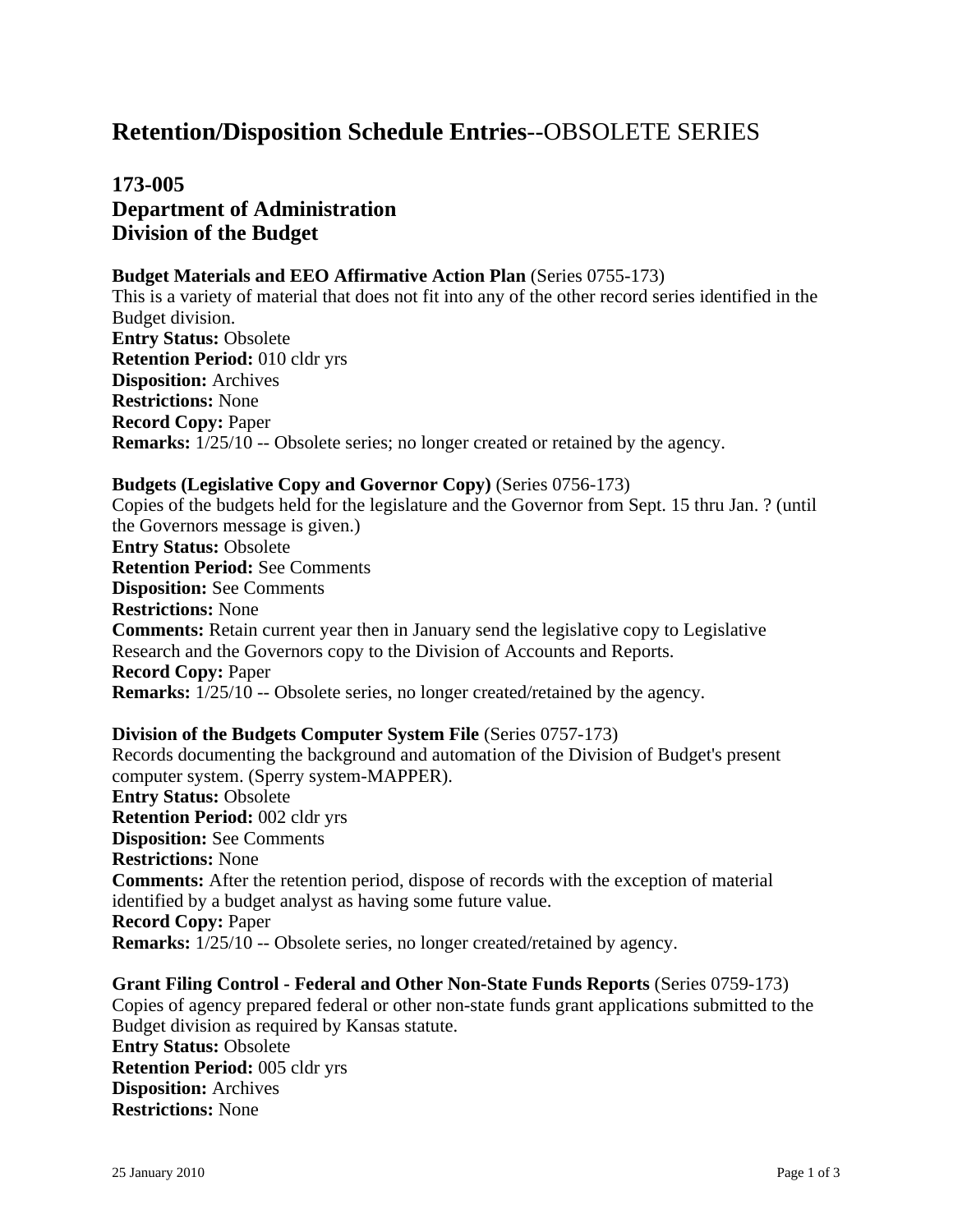# **Retention/Disposition Schedule Entries**--OBSOLETE SERIES

## 173-005
## Department of Administration
## Division of the Budget

**Budget Materials and EEO Affirmative Action Plan** (Series 0755-173)
This is a variety of material that does not fit into any of the other record series identified in the Budget division.
**Entry Status:** Obsolete
**Retention Period:** 010 cldr yrs
**Disposition:** Archives
**Restrictions:** None
**Record Copy:** Paper
**Remarks:** 1/25/10 -- Obsolete series; no longer created or retained by the agency.

**Budgets (Legislative Copy and Governor Copy)** (Series 0756-173)
Copies of the budgets held for the legislature and the Governor from Sept. 15 thru Jan. ? (until the Governors message is given.)
**Entry Status:** Obsolete
**Retention Period:** See Comments
**Disposition:** See Comments
**Restrictions:** None
**Comments:** Retain current year then in January send the legislative copy to Legislative Research and the Governors copy to the Division of Accounts and Reports.
**Record Copy:** Paper
**Remarks:** 1/25/10 -- Obsolete series, no longer created/retained by the agency.

**Division of the Budgets Computer System File** (Series 0757-173)
Records documenting the background and automation of the Division of Budget's present computer system. (Sperry system-MAPPER).
**Entry Status:** Obsolete
**Retention Period:** 002 cldr yrs
**Disposition:** See Comments
**Restrictions:** None
**Comments:** After the retention period, dispose of records with the exception of material identified by a budget analyst as having some future value.
**Record Copy:** Paper
**Remarks:** 1/25/10 -- Obsolete series, no longer created/retained by agency.

**Grant Filing Control - Federal and Other Non-State Funds Reports** (Series 0759-173)
Copies of agency prepared federal or other non-state funds grant applications submitted to the Budget division as required by Kansas statute.
**Entry Status:** Obsolete
**Retention Period:** 005 cldr yrs
**Disposition:** Archives
**Restrictions:** None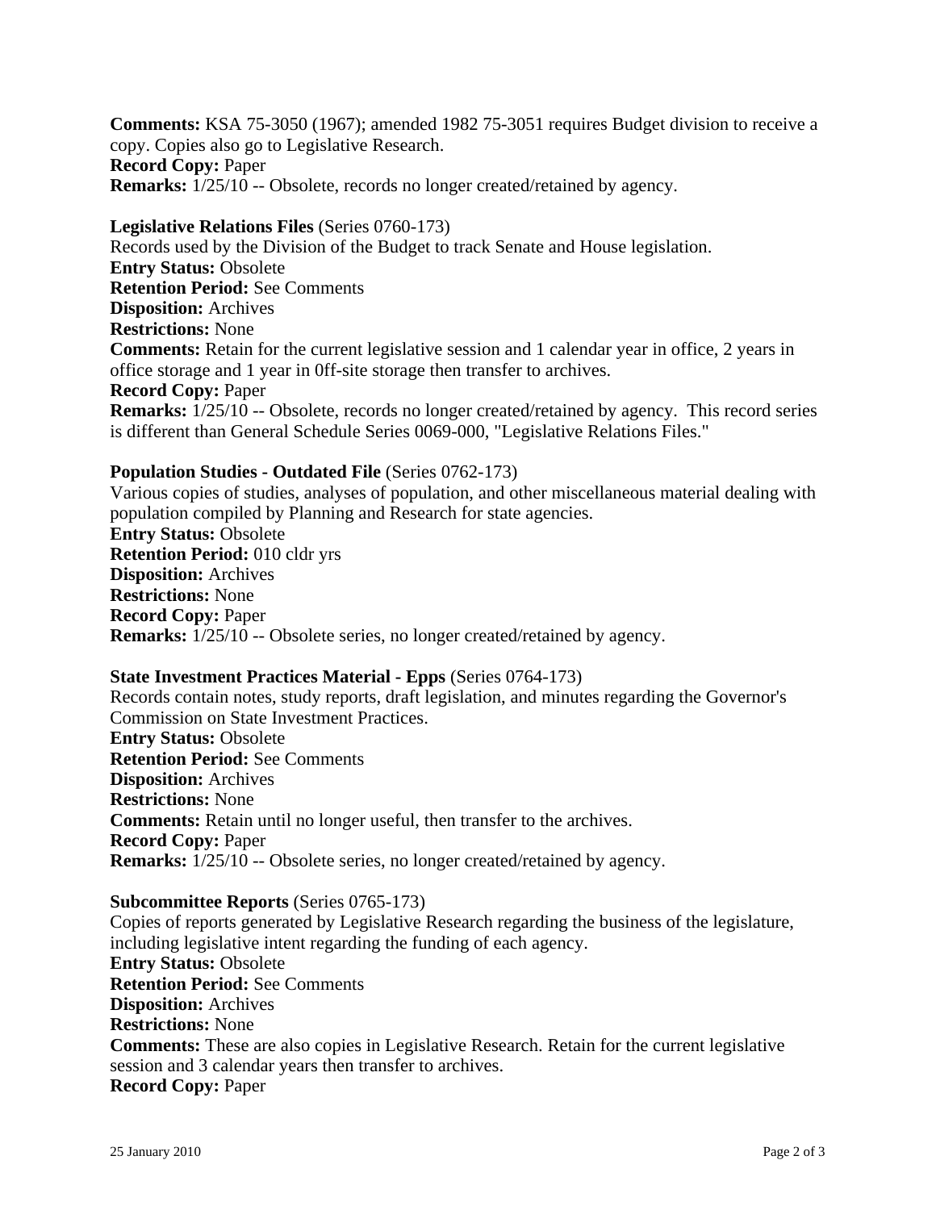**Comments:** KSA 75-3050 (1967); amended 1982 75-3051 requires Budget division to receive a copy. Copies also go to Legislative Research.
**Record Copy:** Paper
**Remarks:** 1/25/10 -- Obsolete, records no longer created/retained by agency.

**Legislative Relations Files** (Series 0760-173)
Records used by the Division of the Budget to track Senate and House legislation.
**Entry Status:** Obsolete
**Retention Period:** See Comments
**Disposition:** Archives
**Restrictions:** None
**Comments:** Retain for the current legislative session and 1 calendar year in office, 2 years in office storage and 1 year in 0ff-site storage then transfer to archives.
**Record Copy:** Paper
**Remarks:** 1/25/10 -- Obsolete, records no longer created/retained by agency. This record series is different than General Schedule Series 0069-000, "Legislative Relations Files."

**Population Studies - Outdated File** (Series 0762-173)
Various copies of studies, analyses of population, and other miscellaneous material dealing with population compiled by Planning and Research for state agencies.
**Entry Status:** Obsolete
**Retention Period:** 010 cldr yrs
**Disposition:** Archives
**Restrictions:** None
**Record Copy:** Paper
**Remarks:** 1/25/10 -- Obsolete series, no longer created/retained by agency.

**State Investment Practices Material - Epps** (Series 0764-173)
Records contain notes, study reports, draft legislation, and minutes regarding the Governor's Commission on State Investment Practices.
**Entry Status:** Obsolete
**Retention Period:** See Comments
**Disposition:** Archives
**Restrictions:** None
**Comments:** Retain until no longer useful, then transfer to the archives.
**Record Copy:** Paper
**Remarks:** 1/25/10 -- Obsolete series, no longer created/retained by agency.

**Subcommittee Reports** (Series 0765-173)
Copies of reports generated by Legislative Research regarding the business of the legislature, including legislative intent regarding the funding of each agency.
**Entry Status:** Obsolete
**Retention Period:** See Comments
**Disposition:** Archives
**Restrictions:** None
**Comments:** These are also copies in Legislative Research. Retain for the current legislative session and 3 calendar years then transfer to archives.
**Record Copy:** Paper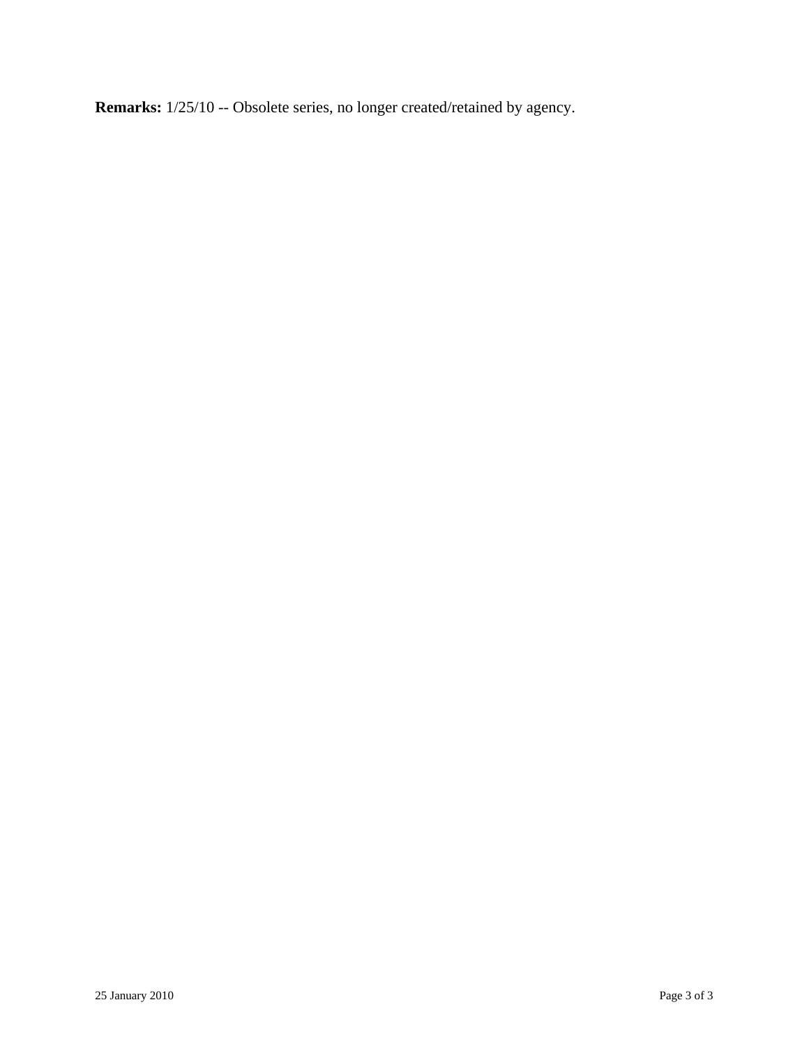**Remarks:** 1/25/10 -- Obsolete series, no longer created/retained by agency.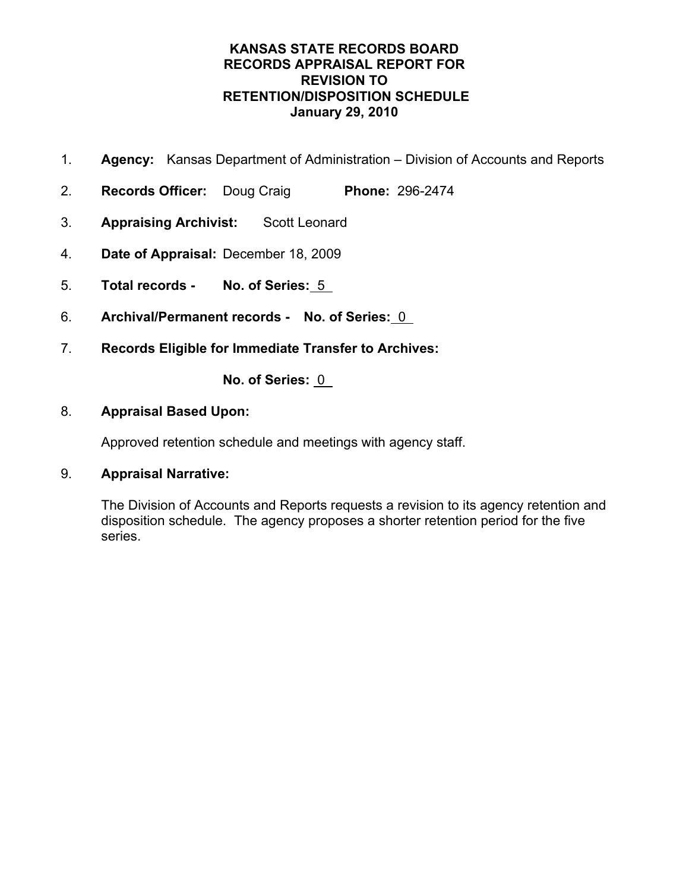# KANSAS STATE RECORDS BOARD
# RECORDS APPRAISAL REPORT FOR
# REVISION TO
# RETENTION/DISPOSITION SCHEDULE
# January 29, 2010

1. **Agency:** Kansas Department of Administration – Division of Accounts and Reports

2. **Records Officer:** Doug Craig **Phone:** 296-2474

3. **Appraising Archivist:** Scott Leonard

4. **Date of Appraisal:** December 18, 2009

5. **Total records - No. of Series:** 5

6. **Archival/Permanent records - No. of Series:** 0

7. **Records Eligible for Immediate Transfer to Archives:**

   **No. of Series:** 0

8. **Appraisal Based Upon:**

   Approved retention schedule and meetings with agency staff.

9. **Appraisal Narrative:**

   The Division of Accounts and Reports requests a revision to its agency retention and disposition schedule. The agency proposes a shorter retention period for the five series.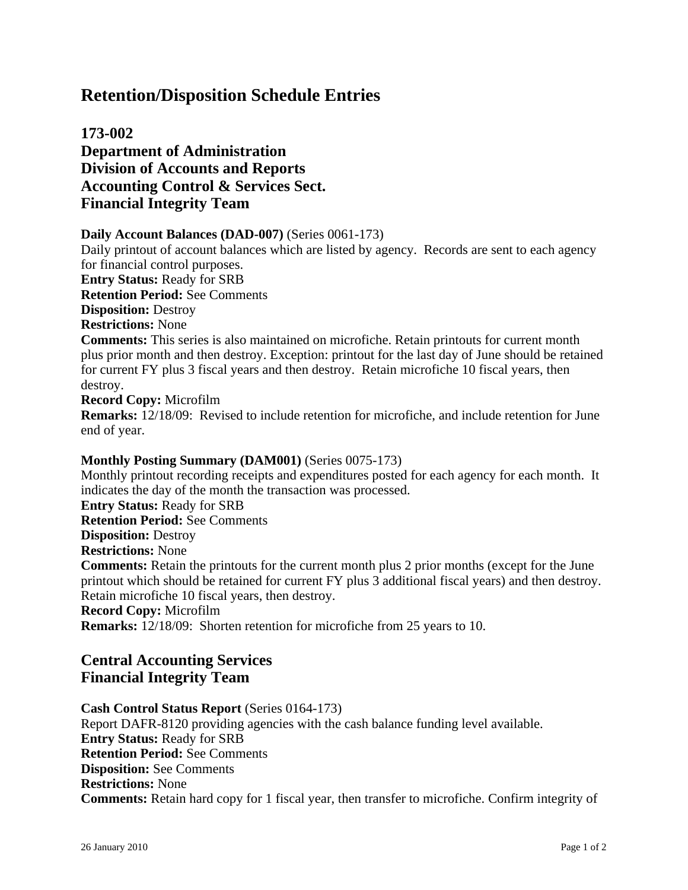# Retention/Disposition Schedule Entries

## 173-002
## Department of Administration
## Division of Accounts and Reports
## Accounting Control & Services Sect.
## Financial Integrity Team

**Daily Account Balances (DAD-007)** (Series 0061-173)
Daily printout of account balances which are listed by agency. Records are sent to each agency for financial control purposes.
**Entry Status:** Ready for SRB
**Retention Period:** See Comments
**Disposition:** Destroy
**Restrictions:** None
**Comments:** This series is also maintained on microfiche. Retain printouts for current month plus prior month and then destroy. Exception: printout for the last day of June should be retained for current FY plus 3 fiscal years and then destroy. Retain microfiche 10 fiscal years, then destroy.
**Record Copy:** Microfilm
**Remarks:** 12/18/09: Revised to include retention for microfiche, and include retention for June end of year.

**Monthly Posting Summary (DAM001)** (Series 0075-173)
Monthly printout recording receipts and expenditures posted for each agency for each month. It indicates the day of the month the transaction was processed.
**Entry Status:** Ready for SRB
**Retention Period:** See Comments
**Disposition:** Destroy
**Restrictions:** None
**Comments:** Retain the printouts for the current month plus 2 prior months (except for the June printout which should be retained for current FY plus 3 additional fiscal years) and then destroy. Retain microfiche 10 fiscal years, then destroy.
**Record Copy:** Microfilm
**Remarks:** 12/18/09: Shorten retention for microfiche from 25 years to 10.

## Central Accounting Services
## Financial Integrity Team

**Cash Control Status Report** (Series 0164-173)
Report DAFR-8120 providing agencies with the cash balance funding level available.
**Entry Status:** Ready for SRB
**Retention Period:** See Comments
**Disposition:** See Comments
**Restrictions:** None
**Comments:** Retain hard copy for 1 fiscal year, then transfer to microfiche. Confirm integrity of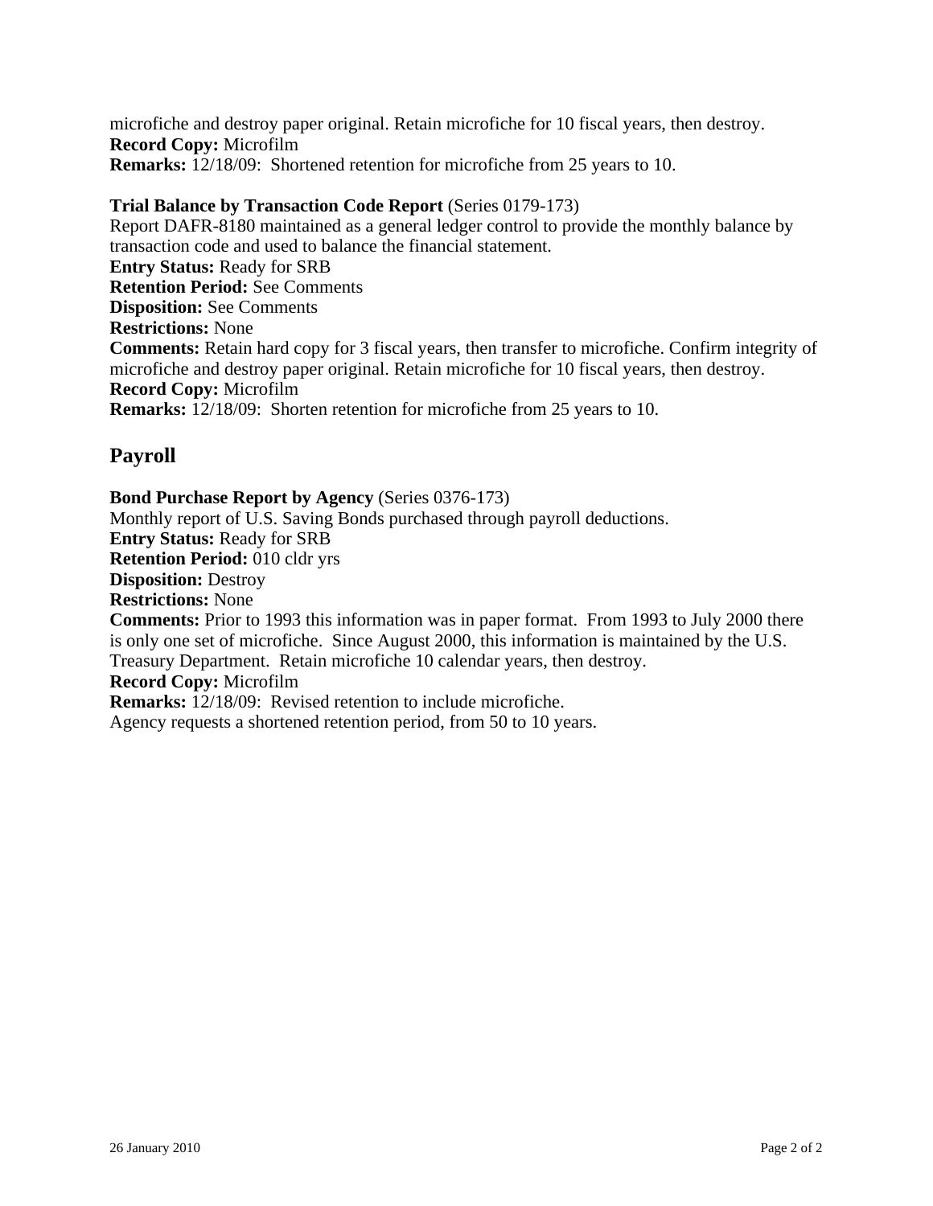microfiche and destroy paper original. Retain microfiche for 10 fiscal years, then destroy.
**Record Copy:** Microfilm
**Remarks:** 12/18/09: Shortened retention for microfiche from 25 years to 10.

**Trial Balance by Transaction Code Report** (Series 0179-173)
Report DAFR-8180 maintained as a general ledger control to provide the monthly balance by transaction code and used to balance the financial statement.
**Entry Status:** Ready for SRB
**Retention Period:** See Comments
**Disposition:** See Comments
**Restrictions:** None
**Comments:** Retain hard copy for 3 fiscal years, then transfer to microfiche. Confirm integrity of microfiche and destroy paper original. Retain microfiche for 10 fiscal years, then destroy.
**Record Copy:** Microfilm
**Remarks:** 12/18/09: Shorten retention for microfiche from 25 years to 10.

## Payroll

**Bond Purchase Report by Agency** (Series 0376-173)
Monthly report of U.S. Saving Bonds purchased through payroll deductions.
**Entry Status:** Ready for SRB
**Retention Period:** 010 cldr yrs
**Disposition:** Destroy
**Restrictions:** None
**Comments:** Prior to 1993 this information was in paper format. From 1993 to July 2000 there is only one set of microfiche. Since August 2000, this information is maintained by the U.S. Treasury Department. Retain microfiche 10 calendar years, then destroy.
**Record Copy:** Microfilm
**Remarks:** 12/18/09: Revised retention to include microfiche.
Agency requests a shortened retention period, from 50 to 10 years.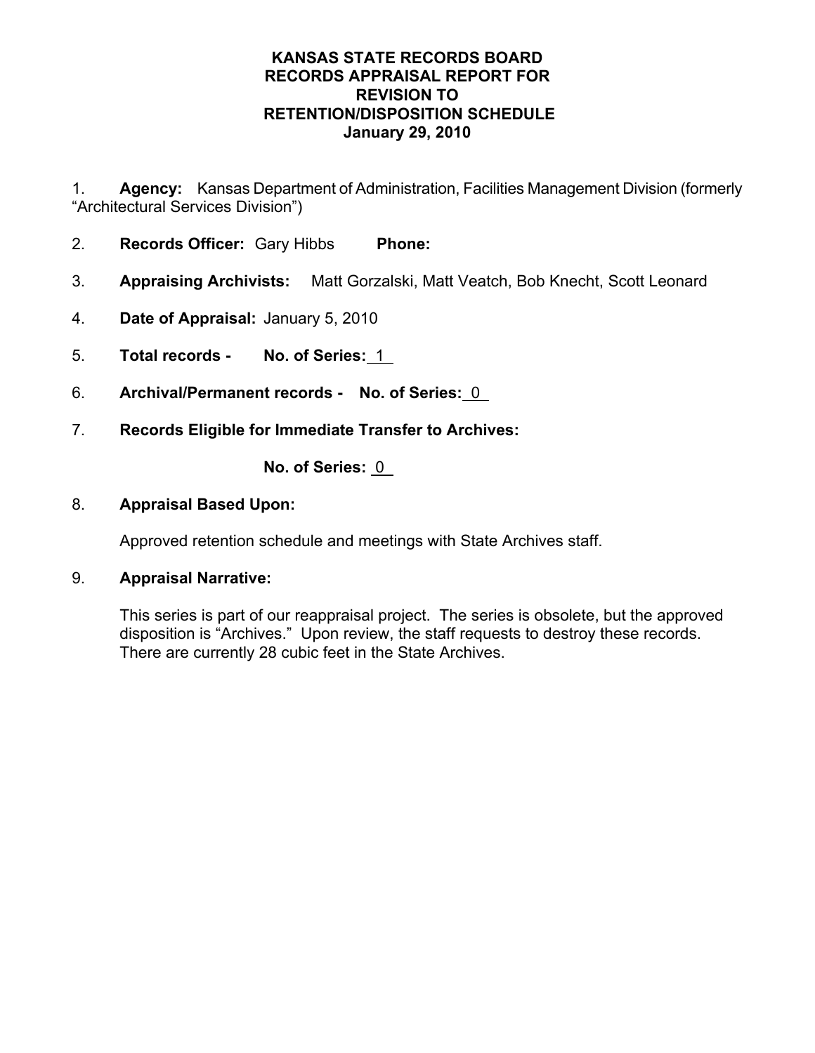# KANSAS STATE RECORDS BOARD
# RECORDS APPRAISAL REPORT FOR
# REVISION TO
# RETENTION/DISPOSITION SCHEDULE
# January 29, 2010

1. **Agency:** Kansas Department of Administration, Facilities Management Division (formerly "Architectural Services Division")

2. **Records Officer:** Gary Hibbs **Phone:**

3. **Appraising Archivists:** Matt Gorzalski, Matt Veatch, Bob Knecht, Scott Leonard

4. **Date of Appraisal:** January 5, 2010

5. **Total records - No. of Series:** 1

6. **Archival/Permanent records - No. of Series:** 0

7. **Records Eligible for Immediate Transfer to Archives:**

   **No. of Series:** 0

8. **Appraisal Based Upon:**

   Approved retention schedule and meetings with State Archives staff.

9. **Appraisal Narrative:**

   This series is part of our reappraisal project. The series is obsolete, but the approved disposition is "Archives." Upon review, the staff requests to destroy these records. There are currently 28 cubic feet in the State Archives.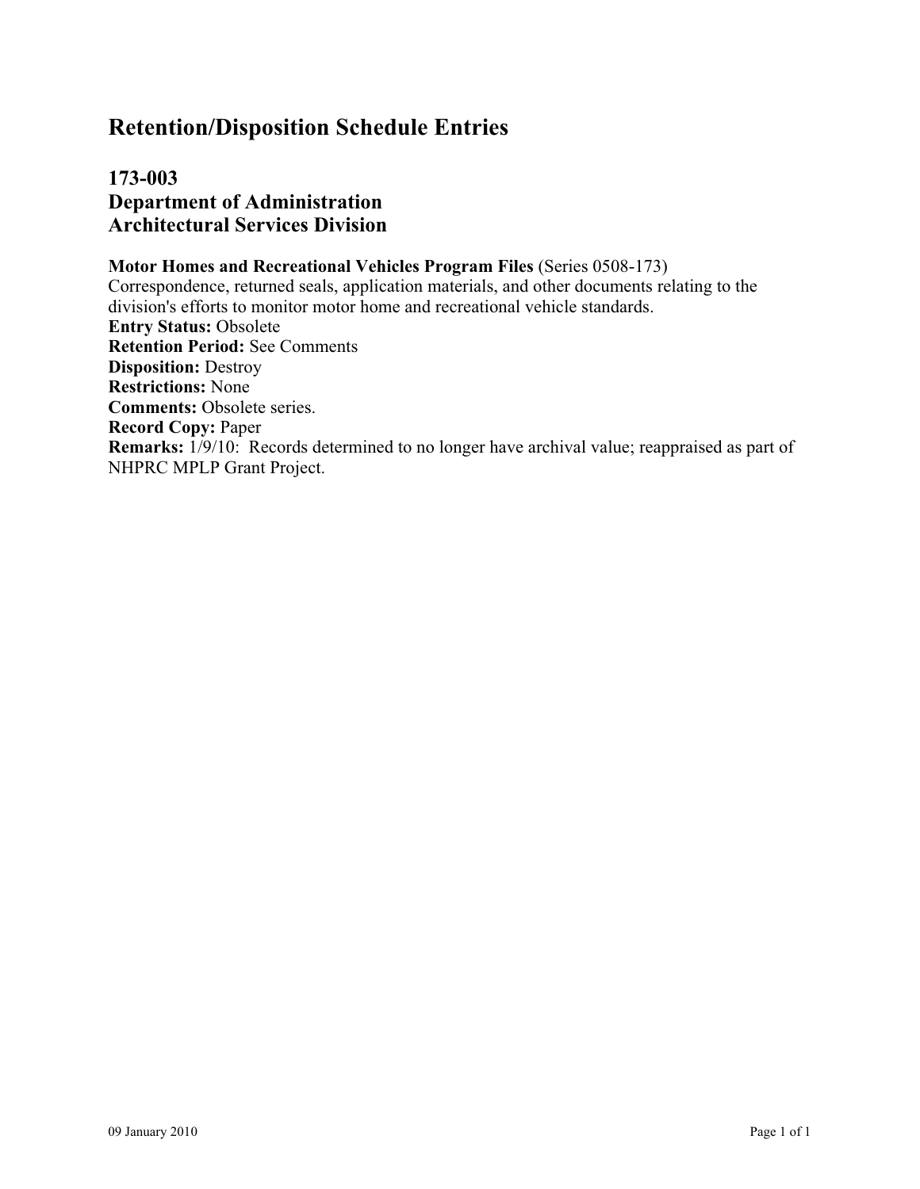# Retention/Disposition Schedule Entries

## 173-003
## Department of Administration
## Architectural Services Division

**Motor Homes and Recreational Vehicles Program Files** (Series 0508-173)
Correspondence, returned seals, application materials, and other documents relating to the division's efforts to monitor motor home and recreational vehicle standards.
**Entry Status:** Obsolete
**Retention Period:** See Comments
**Disposition:** Destroy
**Restrictions:** None
**Comments:** Obsolete series.
**Record Copy:** Paper
**Remarks:** 1/9/10: Records determined to no longer have archival value; reappraised as part of NHPRC MPLP Grant Project.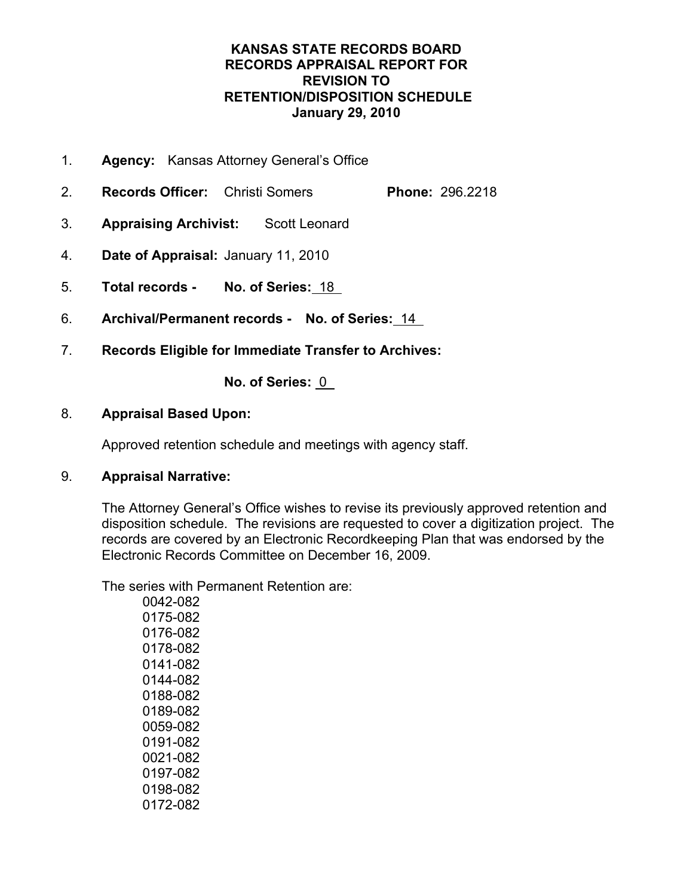# KANSAS STATE RECORDS BOARD
# RECORDS APPRAISAL REPORT FOR
# REVISION TO
# RETENTION/DISPOSITION SCHEDULE
# January 29, 2010

1. **Agency:** Kansas Attorney General's Office
2. **Records Officer:** Christi Somers **Phone:** 296.2218
3. **Appraising Archivist:** Scott Leonard
4. **Date of Appraisal:** January 11, 2010
5. **Total records - No. of Series:** 18
6. **Archival/Permanent records - No. of Series:** 14
7. **Records Eligible for Immediate Transfer to Archives:**

   **No. of Series:** 0

8. **Appraisal Based Upon:**

   Approved retention schedule and meetings with agency staff.

9. **Appraisal Narrative:**

   The Attorney General's Office wishes to revise its previously approved retention and disposition schedule. The revisions are requested to cover a digitization project. The records are covered by an Electronic Recordkeeping Plan that was endorsed by the Electronic Records Committee on December 16, 2009.

   The series with Permanent Retention are:

   - 0042-082
   - 0175-082
   - 0176-082
   - 0178-082
   - 0141-082
   - 0144-082
   - 0188-082
   - 0189-082
   - 0059-082
   - 0191-082
   - 0021-082
   - 0197-082
   - 0198-082
   - 0172-082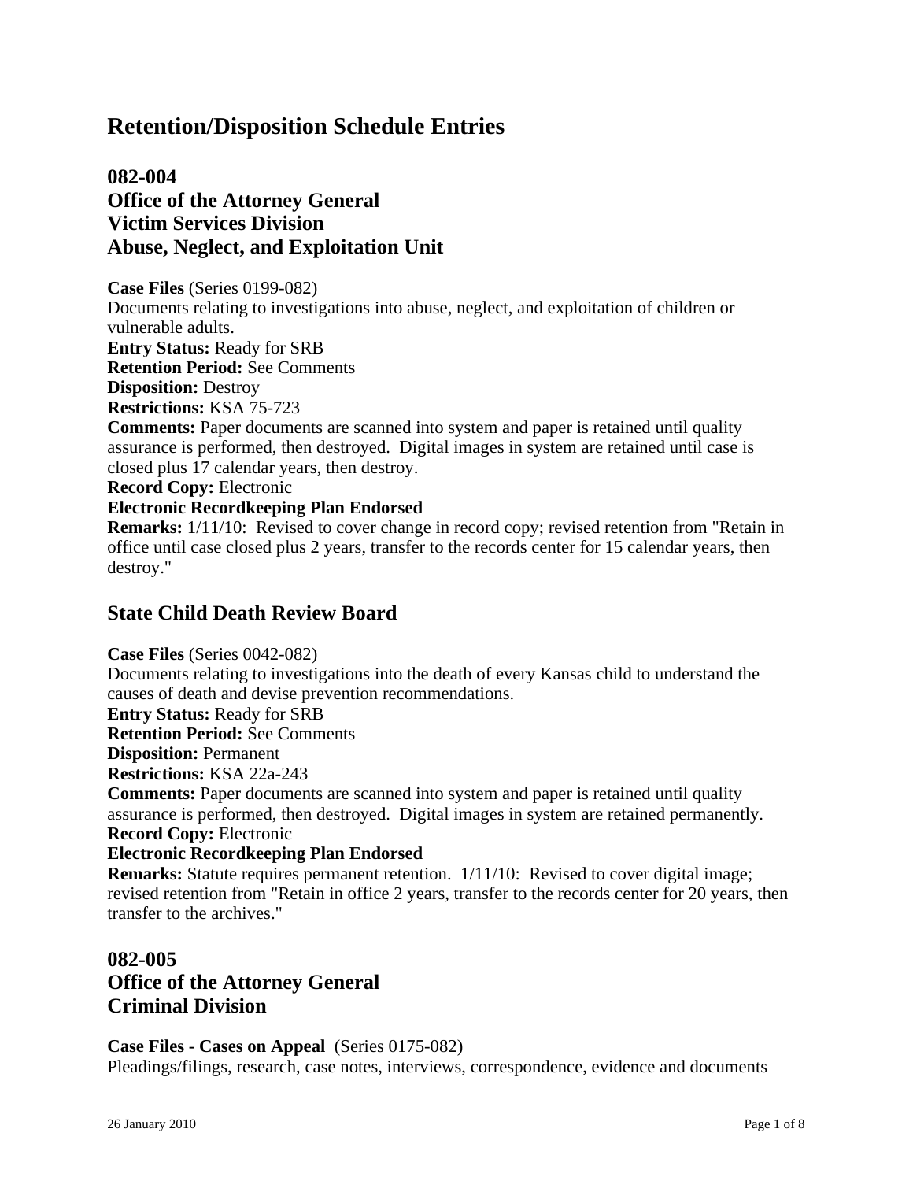# Retention/Disposition Schedule Entries

## 082-004
## Office of the Attorney General
## Victim Services Division
## Abuse, Neglect, and Exploitation Unit

**Case Files** (Series 0199-082)
Documents relating to investigations into abuse, neglect, and exploitation of children or vulnerable adults.
**Entry Status:** Ready for SRB
**Retention Period:** See Comments
**Disposition:** Destroy
**Restrictions:** KSA 75-723
**Comments:** Paper documents are scanned into system and paper is retained until quality assurance is performed, then destroyed. Digital images in system are retained until case is closed plus 17 calendar years, then destroy.
**Record Copy:** Electronic
**Electronic Recordkeeping Plan Endorsed**
**Remarks:** 1/11/10: Revised to cover change in record copy; revised retention from "Retain in office until case closed plus 2 years, transfer to the records center for 15 calendar years, then destroy."

## State Child Death Review Board

**Case Files** (Series 0042-082)
Documents relating to investigations into the death of every Kansas child to understand the causes of death and devise prevention recommendations.
**Entry Status:** Ready for SRB
**Retention Period:** See Comments
**Disposition:** Permanent
**Restrictions:** KSA 22a-243
**Comments:** Paper documents are scanned into system and paper is retained until quality assurance is performed, then destroyed. Digital images in system are retained permanently.
**Record Copy:** Electronic
**Electronic Recordkeeping Plan Endorsed**
**Remarks:** Statute requires permanent retention. 1/11/10: Revised to cover digital image; revised retention from "Retain in office 2 years, transfer to the records center for 20 years, then transfer to the archives."

## 082-005
## Office of the Attorney General
## Criminal Division

**Case Files - Cases on Appeal** (Series 0175-082)
Pleadings/filings, research, case notes, interviews, correspondence, evidence and documents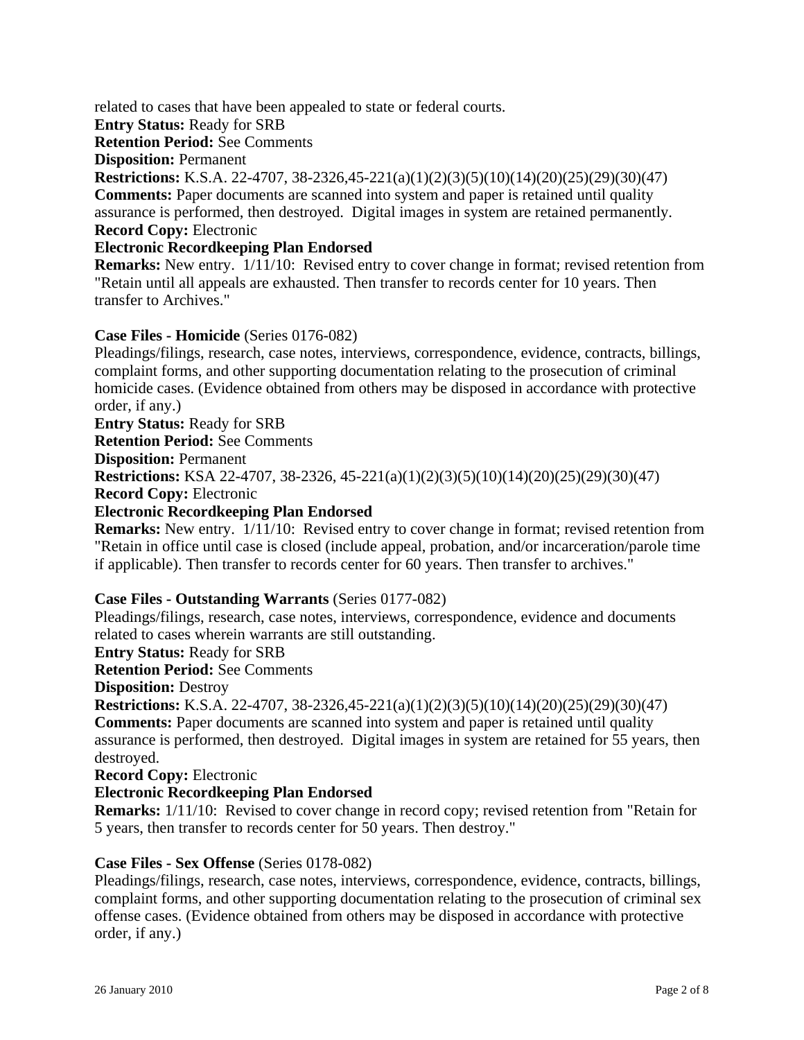related to cases that have been appealed to state or federal courts.
**Entry Status:** Ready for SRB
**Retention Period:** See Comments
**Disposition:** Permanent
**Restrictions:** K.S.A. 22-4707, 38-2326,45-221(a)(1)(2)(3)(5)(10)(14)(20)(25)(29)(30)(47)
**Comments:** Paper documents are scanned into system and paper is retained until quality assurance is performed, then destroyed. Digital images in system are retained permanently.
**Record Copy:** Electronic
**Electronic Recordkeeping Plan Endorsed**
**Remarks:** New entry. 1/11/10: Revised entry to cover change in format; revised retention from "Retain until all appeals are exhausted. Then transfer to records center for 10 years. Then transfer to Archives."

**Case Files - Homicide** (Series 0176-082)
Pleadings/filings, research, case notes, interviews, correspondence, evidence, contracts, billings, complaint forms, and other supporting documentation relating to the prosecution of criminal homicide cases. (Evidence obtained from others may be disposed in accordance with protective order, if any.)
**Entry Status:** Ready for SRB
**Retention Period:** See Comments
**Disposition:** Permanent
**Restrictions:** KSA 22-4707, 38-2326, 45-221(a)(1)(2)(3)(5)(10)(14)(20)(25)(29)(30)(47)
**Record Copy:** Electronic
**Electronic Recordkeeping Plan Endorsed**
**Remarks:** New entry. 1/11/10: Revised entry to cover change in format; revised retention from "Retain in office until case is closed (include appeal, probation, and/or incarceration/parole time if applicable). Then transfer to records center for 60 years. Then transfer to archives."

**Case Files - Outstanding Warrants** (Series 0177-082)
Pleadings/filings, research, case notes, interviews, correspondence, evidence and documents related to cases wherein warrants are still outstanding.
**Entry Status:** Ready for SRB
**Retention Period:** See Comments
**Disposition:** Destroy
**Restrictions:** K.S.A. 22-4707, 38-2326,45-221(a)(1)(2)(3)(5)(10)(14)(20)(25)(29)(30)(47)
**Comments:** Paper documents are scanned into system and paper is retained until quality assurance is performed, then destroyed. Digital images in system are retained for 55 years, then destroyed.
**Record Copy:** Electronic
**Electronic Recordkeeping Plan Endorsed**
**Remarks:** 1/11/10: Revised to cover change in record copy; revised retention from "Retain for 5 years, then transfer to records center for 50 years. Then destroy."

**Case Files - Sex Offense** (Series 0178-082)
Pleadings/filings, research, case notes, interviews, correspondence, evidence, contracts, billings, complaint forms, and other supporting documentation relating to the prosecution of criminal sex offense cases. (Evidence obtained from others may be disposed in accordance with protective order, if any.)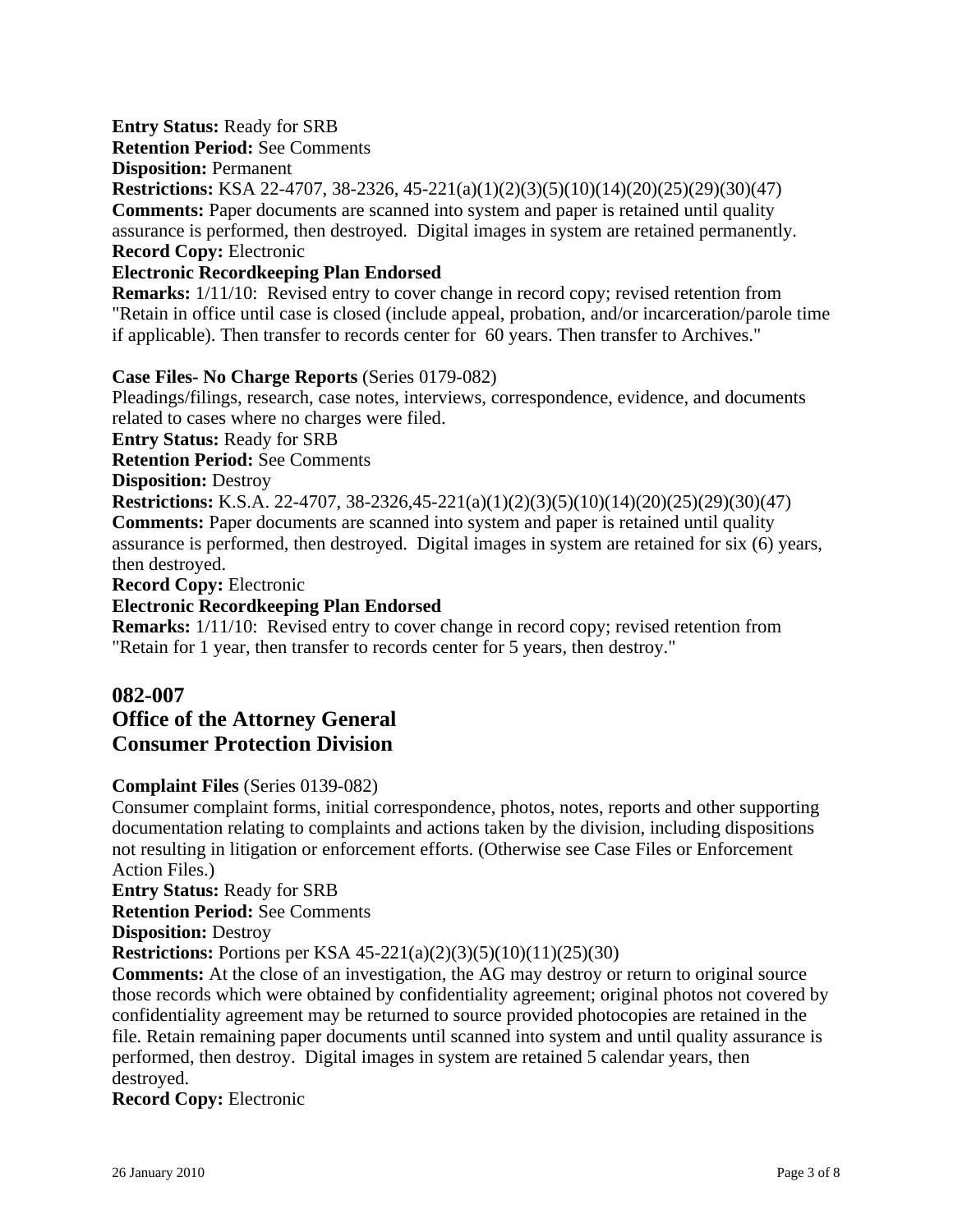**Entry Status:** Ready for SRB
**Retention Period:** See Comments
**Disposition:** Permanent
**Restrictions:** KSA 22-4707, 38-2326, 45-221(a)(1)(2)(3)(5)(10)(14)(20)(25)(29)(30)(47)
**Comments:** Paper documents are scanned into system and paper is retained until quality assurance is performed, then destroyed. Digital images in system are retained permanently.
**Record Copy:** Electronic
**Electronic Recordkeeping Plan Endorsed**
**Remarks:** 1/11/10: Revised entry to cover change in record copy; revised retention from "Retain in office until case is closed (include appeal, probation, and/or incarceration/parole time if applicable). Then transfer to records center for 60 years. Then transfer to Archives."

**Case Files- No Charge Reports** (Series 0179-082)
Pleadings/filings, research, case notes, interviews, correspondence, evidence, and documents related to cases where no charges were filed.
**Entry Status:** Ready for SRB
**Retention Period:** See Comments
**Disposition:** Destroy
**Restrictions:** K.S.A. 22-4707, 38-2326,45-221(a)(1)(2)(3)(5)(10)(14)(20)(25)(29)(30)(47)
**Comments:** Paper documents are scanned into system and paper is retained until quality assurance is performed, then destroyed. Digital images in system are retained for six (6) years, then destroyed.
**Record Copy:** Electronic
**Electronic Recordkeeping Plan Endorsed**
**Remarks:** 1/11/10: Revised entry to cover change in record copy; revised retention from "Retain for 1 year, then transfer to records center for 5 years, then destroy."

## 082-007
## Office of the Attorney General
## Consumer Protection Division

**Complaint Files** (Series 0139-082)
Consumer complaint forms, initial correspondence, photos, notes, reports and other supporting documentation relating to complaints and actions taken by the division, including dispositions not resulting in litigation or enforcement efforts. (Otherwise see Case Files or Enforcement Action Files.)
**Entry Status:** Ready for SRB
**Retention Period:** See Comments
**Disposition:** Destroy
**Restrictions:** Portions per KSA 45-221(a)(2)(3)(5)(10)(11)(25)(30)
**Comments:** At the close of an investigation, the AG may destroy or return to original source those records which were obtained by confidentiality agreement; original photos not covered by confidentiality agreement may be returned to source provided photocopies are retained in the file. Retain remaining paper documents until scanned into system and until quality assurance is performed, then destroy. Digital images in system are retained 5 calendar years, then destroyed.
**Record Copy:** Electronic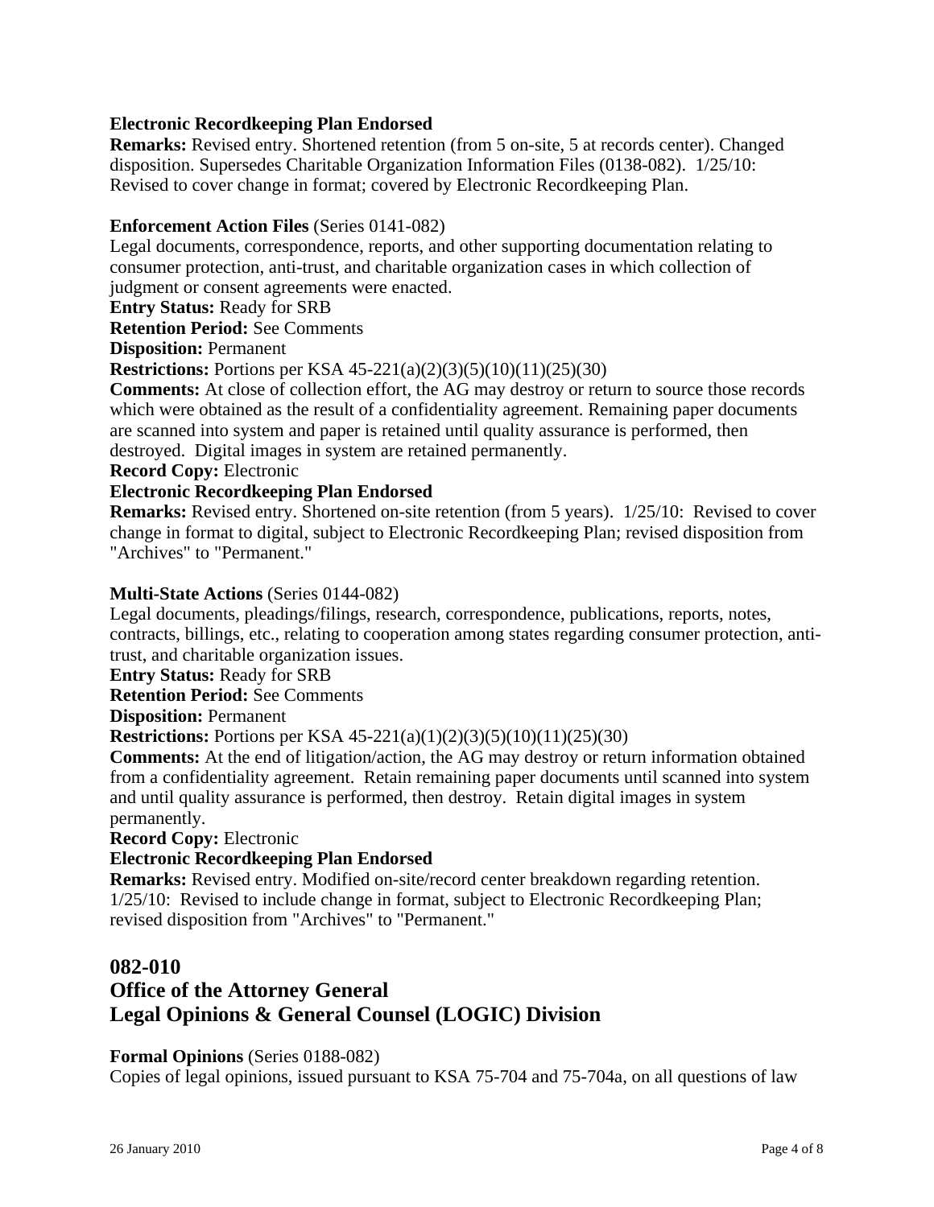**Electronic Recordkeeping Plan Endorsed**

**Remarks:** Revised entry. Shortened retention (from 5 on-site, 5 at records center). Changed disposition. Supersedes Charitable Organization Information Files (0138-082). 1/25/10: Revised to cover change in format; covered by Electronic Recordkeeping Plan.

**Enforcement Action Files** (Series 0141-082)

Legal documents, correspondence, reports, and other supporting documentation relating to consumer protection, anti-trust, and charitable organization cases in which collection of judgment or consent agreements were enacted.

**Entry Status:** Ready for SRB

**Retention Period:** See Comments

**Disposition:** Permanent

**Restrictions:** Portions per KSA 45-221(a)(2)(3)(5)(10)(11)(25)(30)

**Comments:** At close of collection effort, the AG may destroy or return to source those records which were obtained as the result of a confidentiality agreement. Remaining paper documents are scanned into system and paper is retained until quality assurance is performed, then destroyed. Digital images in system are retained permanently.

**Record Copy:** Electronic

**Electronic Recordkeeping Plan Endorsed**

**Remarks:** Revised entry. Shortened on-site retention (from 5 years). 1/25/10: Revised to cover change in format to digital, subject to Electronic Recordkeeping Plan; revised disposition from "Archives" to "Permanent."

**Multi-State Actions** (Series 0144-082)

Legal documents, pleadings/filings, research, correspondence, publications, reports, notes, contracts, billings, etc., relating to cooperation among states regarding consumer protection, anti-trust, and charitable organization issues.

**Entry Status:** Ready for SRB

**Retention Period:** See Comments

**Disposition:** Permanent

**Restrictions:** Portions per KSA 45-221(a)(1)(2)(3)(5)(10)(11)(25)(30)

**Comments:** At the end of litigation/action, the AG may destroy or return information obtained from a confidentiality agreement. Retain remaining paper documents until scanned into system and until quality assurance is performed, then destroy. Retain digital images in system permanently.

**Record Copy:** Electronic

**Electronic Recordkeeping Plan Endorsed**

**Remarks:** Revised entry. Modified on-site/record center breakdown regarding retention. 1/25/10: Revised to include change in format, subject to Electronic Recordkeeping Plan; revised disposition from "Archives" to "Permanent."

## 082-010
## Office of the Attorney General
## Legal Opinions & General Counsel (LOGIC) Division

**Formal Opinions** (Series 0188-082)

Copies of legal opinions, issued pursuant to KSA 75-704 and 75-704a, on all questions of law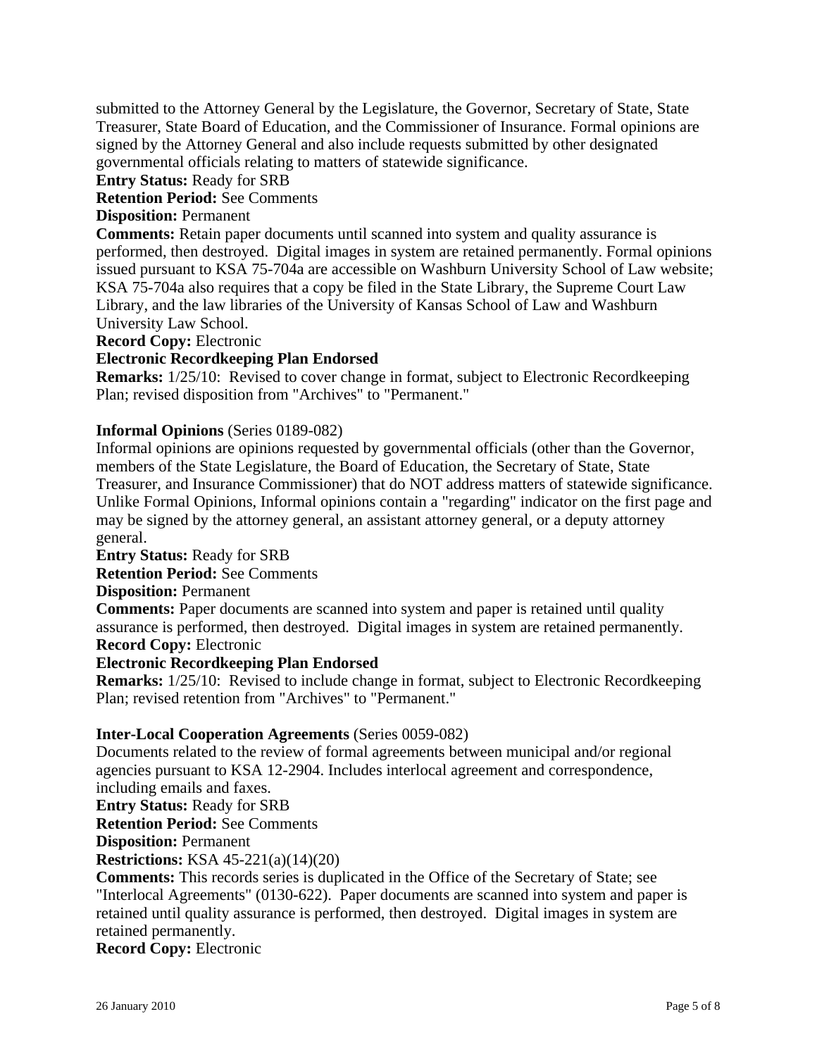submitted to the Attorney General by the Legislature, the Governor, Secretary of State, State Treasurer, State Board of Education, and the Commissioner of Insurance. Formal opinions are signed by the Attorney General and also include requests submitted by other designated governmental officials relating to matters of statewide significance.

**Entry Status:** Ready for SRB

**Retention Period:** See Comments

**Disposition:** Permanent

**Comments:** Retain paper documents until scanned into system and quality assurance is performed, then destroyed. Digital images in system are retained permanently. Formal opinions issued pursuant to KSA 75-704a are accessible on Washburn University School of Law website; KSA 75-704a also requires that a copy be filed in the State Library, the Supreme Court Law Library, and the law libraries of the University of Kansas School of Law and Washburn University Law School.

**Record Copy:** Electronic

**Electronic Recordkeeping Plan Endorsed**

**Remarks:** 1/25/10: Revised to cover change in format, subject to Electronic Recordkeeping Plan; revised disposition from "Archives" to "Permanent."

**Informal Opinions** (Series 0189-082)

Informal opinions are opinions requested by governmental officials (other than the Governor, members of the State Legislature, the Board of Education, the Secretary of State, State Treasurer, and Insurance Commissioner) that do NOT address matters of statewide significance. Unlike Formal Opinions, Informal opinions contain a "regarding" indicator on the first page and may be signed by the attorney general, an assistant attorney general, or a deputy attorney general.

**Entry Status:** Ready for SRB

**Retention Period:** See Comments

**Disposition:** Permanent

**Comments:** Paper documents are scanned into system and paper is retained until quality assurance is performed, then destroyed. Digital images in system are retained permanently.

**Record Copy:** Electronic

**Electronic Recordkeeping Plan Endorsed**

**Remarks:** 1/25/10: Revised to include change in format, subject to Electronic Recordkeeping Plan; revised retention from "Archives" to "Permanent."

**Inter-Local Cooperation Agreements** (Series 0059-082)

Documents related to the review of formal agreements between municipal and/or regional agencies pursuant to KSA 12-2904. Includes interlocal agreement and correspondence, including emails and faxes.

**Entry Status:** Ready for SRB

**Retention Period:** See Comments

**Disposition:** Permanent

**Restrictions:** KSA 45-221(a)(14)(20)

**Comments:** This records series is duplicated in the Office of the Secretary of State; see "Interlocal Agreements" (0130-622). Paper documents are scanned into system and paper is retained until quality assurance is performed, then destroyed. Digital images in system are retained permanently.

**Record Copy:** Electronic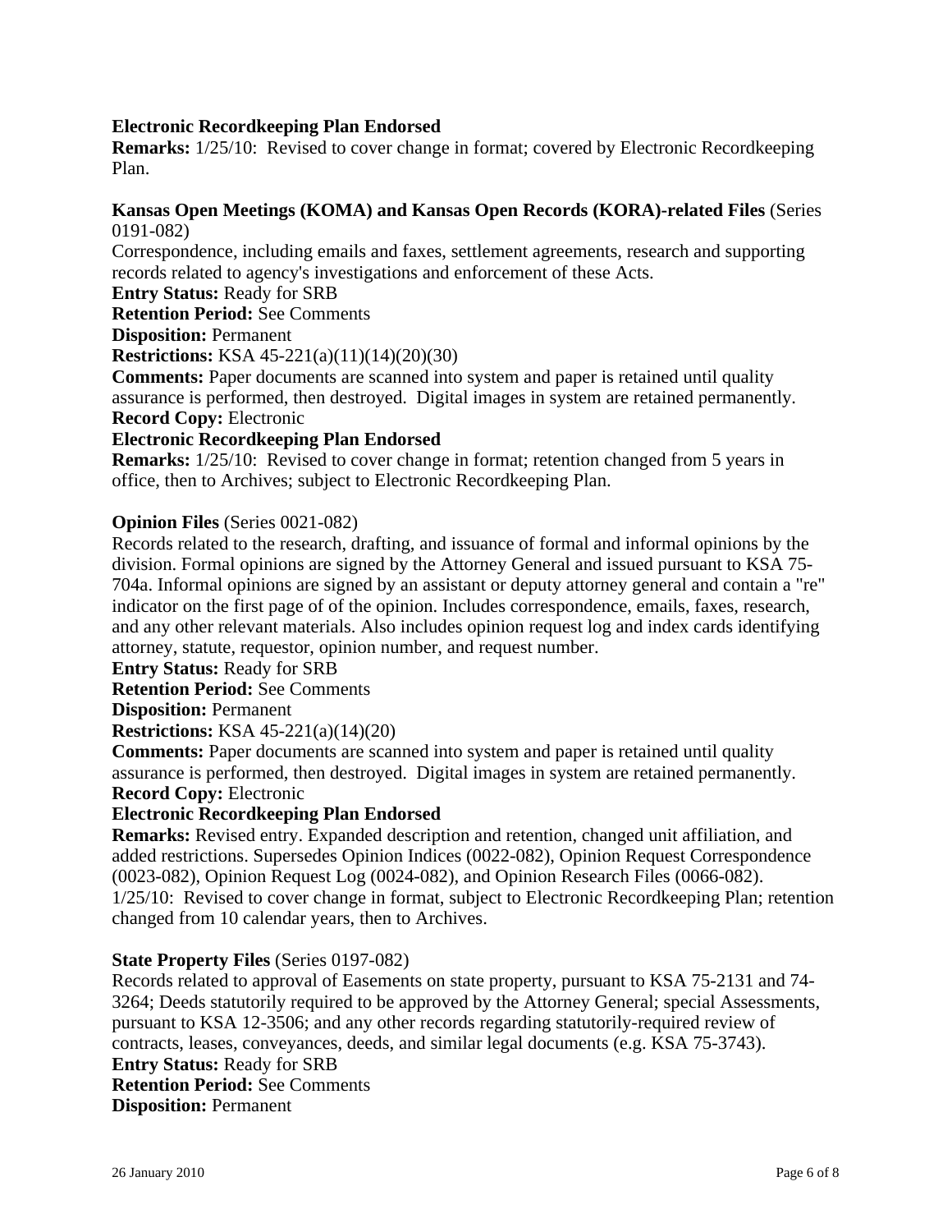**Electronic Recordkeeping Plan Endorsed**

**Remarks:** 1/25/10: Revised to cover change in format; covered by Electronic Recordkeeping Plan.

**Kansas Open Meetings (KOMA) and Kansas Open Records (KORA)-related Files** (Series 0191-082)

Correspondence, including emails and faxes, settlement agreements, research and supporting records related to agency's investigations and enforcement of these Acts.

**Entry Status:** Ready for SRB

**Retention Period:** See Comments

**Disposition:** Permanent

**Restrictions:** KSA 45-221(a)(11)(14)(20)(30)

**Comments:** Paper documents are scanned into system and paper is retained until quality assurance is performed, then destroyed. Digital images in system are retained permanently.

**Record Copy:** Electronic

**Electronic Recordkeeping Plan Endorsed**

**Remarks:** 1/25/10: Revised to cover change in format; retention changed from 5 years in office, then to Archives; subject to Electronic Recordkeeping Plan.

**Opinion Files** (Series 0021-082)

Records related to the research, drafting, and issuance of formal and informal opinions by the division. Formal opinions are signed by the Attorney General and issued pursuant to KSA 75-704a. Informal opinions are signed by an assistant or deputy attorney general and contain a "re" indicator on the first page of of the opinion. Includes correspondence, emails, faxes, research, and any other relevant materials. Also includes opinion request log and index cards identifying attorney, statute, requestor, opinion number, and request number.

**Entry Status:** Ready for SRB

**Retention Period:** See Comments

**Disposition:** Permanent

**Restrictions:** KSA 45-221(a)(14)(20)

**Comments:** Paper documents are scanned into system and paper is retained until quality assurance is performed, then destroyed. Digital images in system are retained permanently.

**Record Copy:** Electronic

**Electronic Recordkeeping Plan Endorsed**

**Remarks:** Revised entry. Expanded description and retention, changed unit affiliation, and added restrictions. Supersedes Opinion Indices (0022-082), Opinion Request Correspondence (0023-082), Opinion Request Log (0024-082), and Opinion Research Files (0066-082). 1/25/10: Revised to cover change in format, subject to Electronic Recordkeeping Plan; retention changed from 10 calendar years, then to Archives.

**State Property Files** (Series 0197-082)

Records related to approval of Easements on state property, pursuant to KSA 75-2131 and 74-3264; Deeds statutorily required to be approved by the Attorney General; special Assessments, pursuant to KSA 12-3506; and any other records regarding statutorily-required review of contracts, leases, conveyances, deeds, and similar legal documents (e.g. KSA 75-3743).

**Entry Status:** Ready for SRB

**Retention Period:** See Comments

**Disposition:** Permanent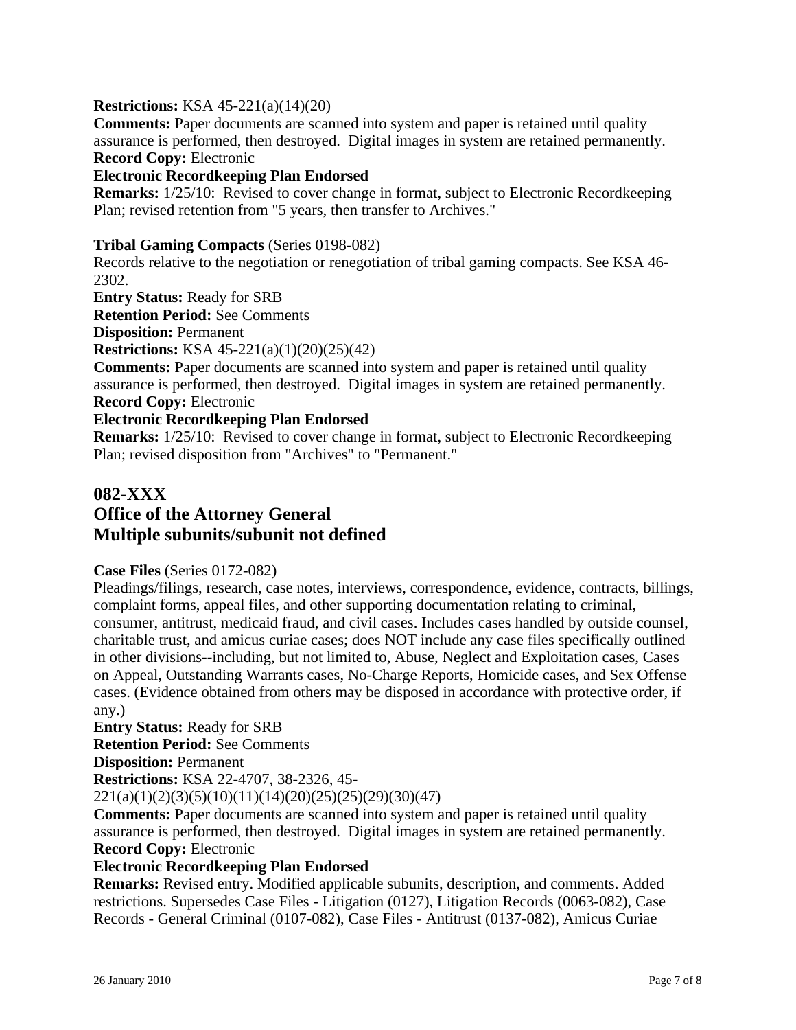**Restrictions:** KSA 45-221(a)(14)(20)

**Comments:** Paper documents are scanned into system and paper is retained until quality assurance is performed, then destroyed. Digital images in system are retained permanently.

**Record Copy:** Electronic

**Electronic Recordkeeping Plan Endorsed**

**Remarks:** 1/25/10: Revised to cover change in format, subject to Electronic Recordkeeping Plan; revised retention from "5 years, then transfer to Archives."

**Tribal Gaming Compacts** (Series 0198-082)

Records relative to the negotiation or renegotiation of tribal gaming compacts. See KSA 46-2302.

**Entry Status:** Ready for SRB

**Retention Period:** See Comments

**Disposition:** Permanent

**Restrictions:** KSA 45-221(a)(1)(20)(25)(42)

**Comments:** Paper documents are scanned into system and paper is retained until quality assurance is performed, then destroyed. Digital images in system are retained permanently.

**Record Copy:** Electronic

**Electronic Recordkeeping Plan Endorsed**

**Remarks:** 1/25/10: Revised to cover change in format, subject to Electronic Recordkeeping Plan; revised disposition from "Archives" to "Permanent."

## 082-XXX
## Office of the Attorney General
## Multiple subunits/subunit not defined

**Case Files** (Series 0172-082)

Pleadings/filings, research, case notes, interviews, correspondence, evidence, contracts, billings, complaint forms, appeal files, and other supporting documentation relating to criminal, consumer, antitrust, medicaid fraud, and civil cases. Includes cases handled by outside counsel, charitable trust, and amicus curiae cases; does NOT include any case files specifically outlined in other divisions--including, but not limited to, Abuse, Neglect and Exploitation cases, Cases on Appeal, Outstanding Warrants cases, No-Charge Reports, Homicide cases, and Sex Offense cases. (Evidence obtained from others may be disposed in accordance with protective order, if any.)

**Entry Status:** Ready for SRB

**Retention Period:** See Comments

**Disposition:** Permanent

**Restrictions:** KSA 22-4707, 38-2326, 45-221(a)(1)(2)(3)(5)(10)(11)(14)(20)(25)(25)(29)(30)(47)

**Comments:** Paper documents are scanned into system and paper is retained until quality assurance is performed, then destroyed. Digital images in system are retained permanently.

**Record Copy:** Electronic

**Electronic Recordkeeping Plan Endorsed**

**Remarks:** Revised entry. Modified applicable subunits, description, and comments. Added restrictions. Supersedes Case Files - Litigation (0127), Litigation Records (0063-082), Case Records - General Criminal (0107-082), Case Files - Antitrust (0137-082), Amicus Curiae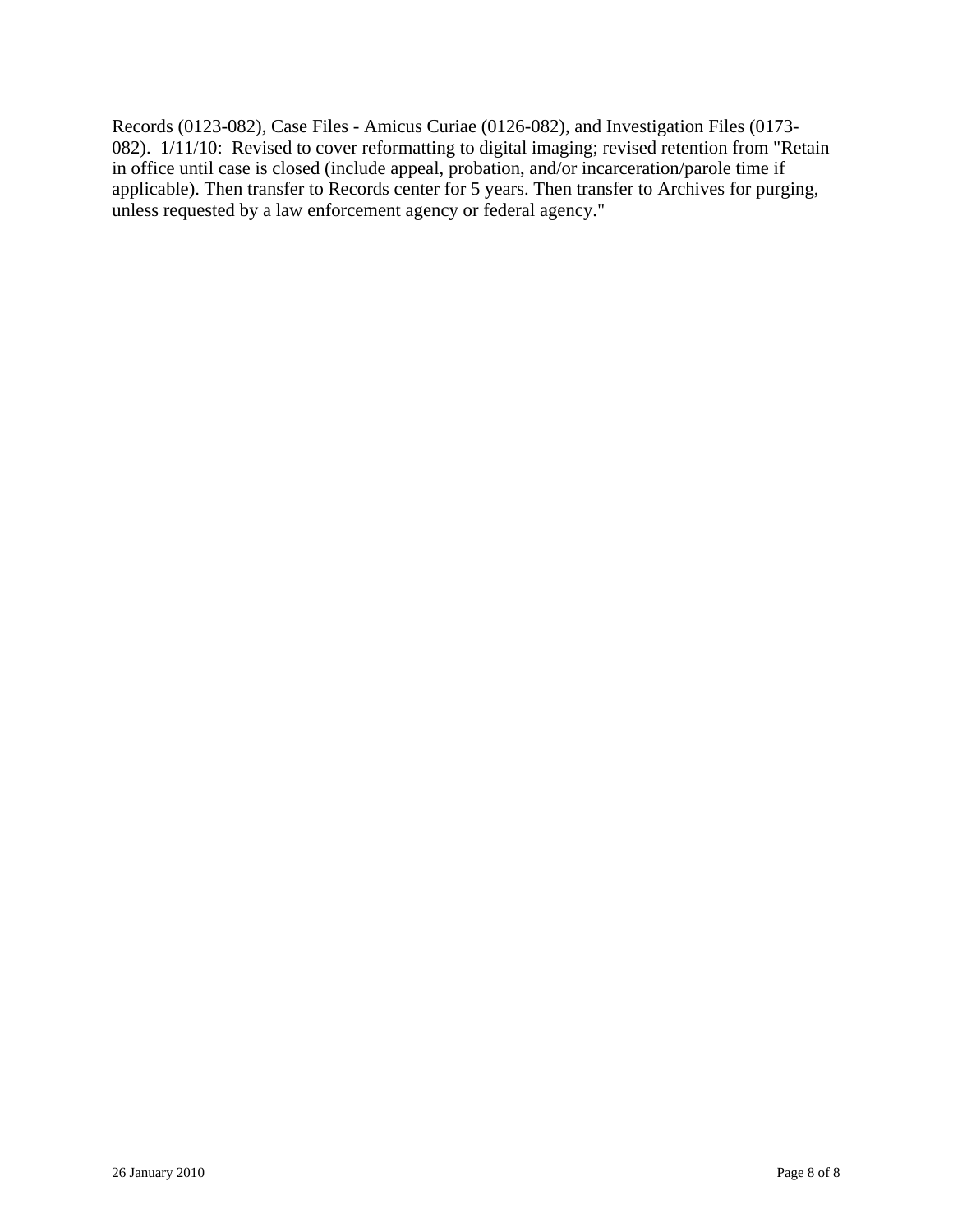Records (0123-082), Case Files - Amicus Curiae (0126-082), and Investigation Files (0173-082). 1/11/10: Revised to cover reformatting to digital imaging; revised retention from "Retain in office until case is closed (include appeal, probation, and/or incarceration/parole time if applicable). Then transfer to Records center for 5 years. Then transfer to Archives for purging, unless requested by a law enforcement agency or federal agency."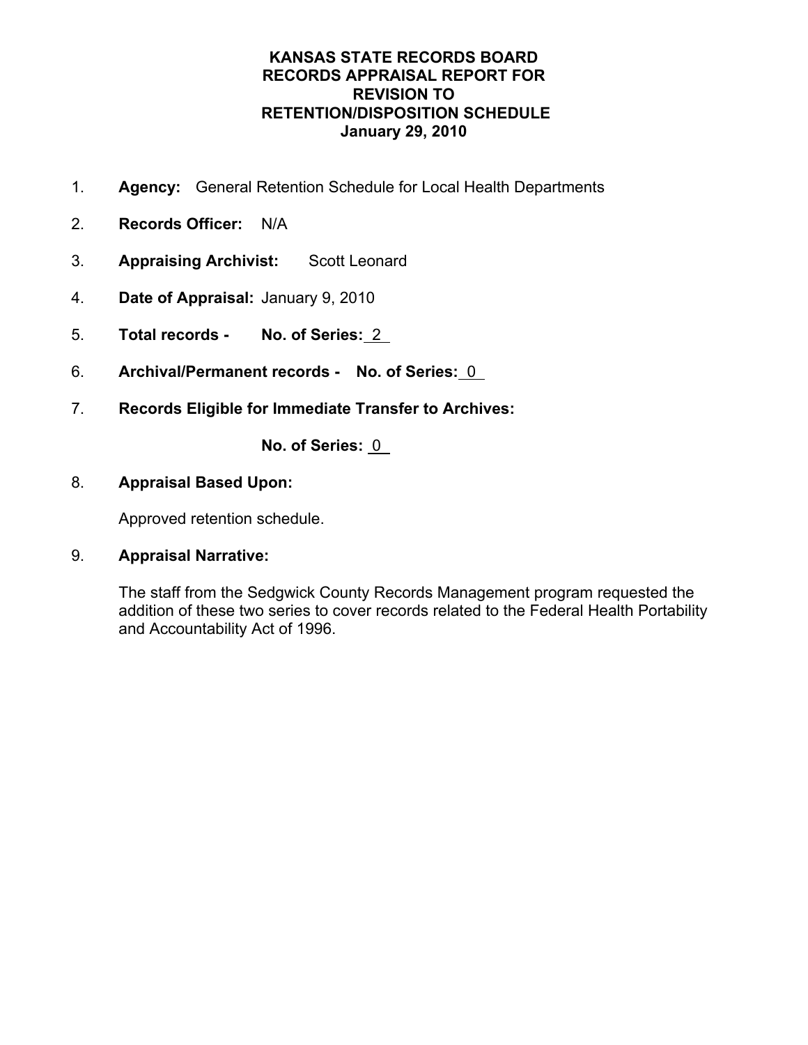**KANSAS STATE RECORDS BOARD**
**RECORDS APPRAISAL REPORT FOR**
**REVISION TO**
**RETENTION/DISPOSITION SCHEDULE**
**January 29, 2010**

1. **Agency:** General Retention Schedule for Local Health Departments

2. **Records Officer:** N/A

3. **Appraising Archivist:** Scott Leonard

4. **Date of Appraisal:** January 9, 2010

5. **Total records - No. of Series:** 2

6. **Archival/Permanent records - No. of Series:** 0

7. **Records Eligible for Immediate Transfer to Archives:**

   **No. of Series:** 0

8. **Appraisal Based Upon:**

   Approved retention schedule.

9. **Appraisal Narrative:**

   The staff from the Sedgwick County Records Management program requested the addition of these two series to cover records related to the Federal Health Portability and Accountability Act of 1996.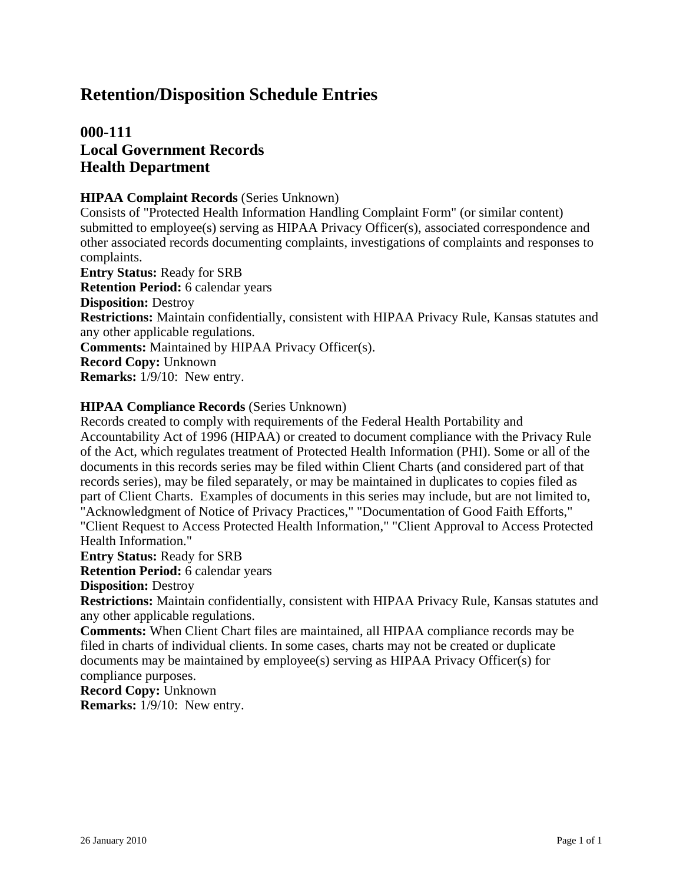# Retention/Disposition Schedule Entries

## 000-111
## Local Government Records
## Health Department

**HIPAA Complaint Records** (Series Unknown)
Consists of "Protected Health Information Handling Complaint Form" (or similar content) submitted to employee(s) serving as HIPAA Privacy Officer(s), associated correspondence and other associated records documenting complaints, investigations of complaints and responses to complaints.
**Entry Status:** Ready for SRB
**Retention Period:** 6 calendar years
**Disposition:** Destroy
**Restrictions:** Maintain confidentially, consistent with HIPAA Privacy Rule, Kansas statutes and any other applicable regulations.
**Comments:** Maintained by HIPAA Privacy Officer(s).
**Record Copy:** Unknown
**Remarks:** 1/9/10: New entry.

**HIPAA Compliance Records** (Series Unknown)
Records created to comply with requirements of the Federal Health Portability and Accountability Act of 1996 (HIPAA) or created to document compliance with the Privacy Rule of the Act, which regulates treatment of Protected Health Information (PHI). Some or all of the documents in this records series may be filed within Client Charts (and considered part of that records series), may be filed separately, or may be maintained in duplicates to copies filed as part of Client Charts. Examples of documents in this series may include, but are not limited to, "Acknowledgment of Notice of Privacy Practices," "Documentation of Good Faith Efforts," "Client Request to Access Protected Health Information," "Client Approval to Access Protected Health Information."
**Entry Status:** Ready for SRB
**Retention Period:** 6 calendar years
**Disposition:** Destroy
**Restrictions:** Maintain confidentially, consistent with HIPAA Privacy Rule, Kansas statutes and any other applicable regulations.
**Comments:** When Client Chart files are maintained, all HIPAA compliance records may be filed in charts of individual clients. In some cases, charts may not be created or duplicate documents may be maintained by employee(s) serving as HIPAA Privacy Officer(s) for compliance purposes.
**Record Copy:** Unknown
**Remarks:** 1/9/10: New entry.